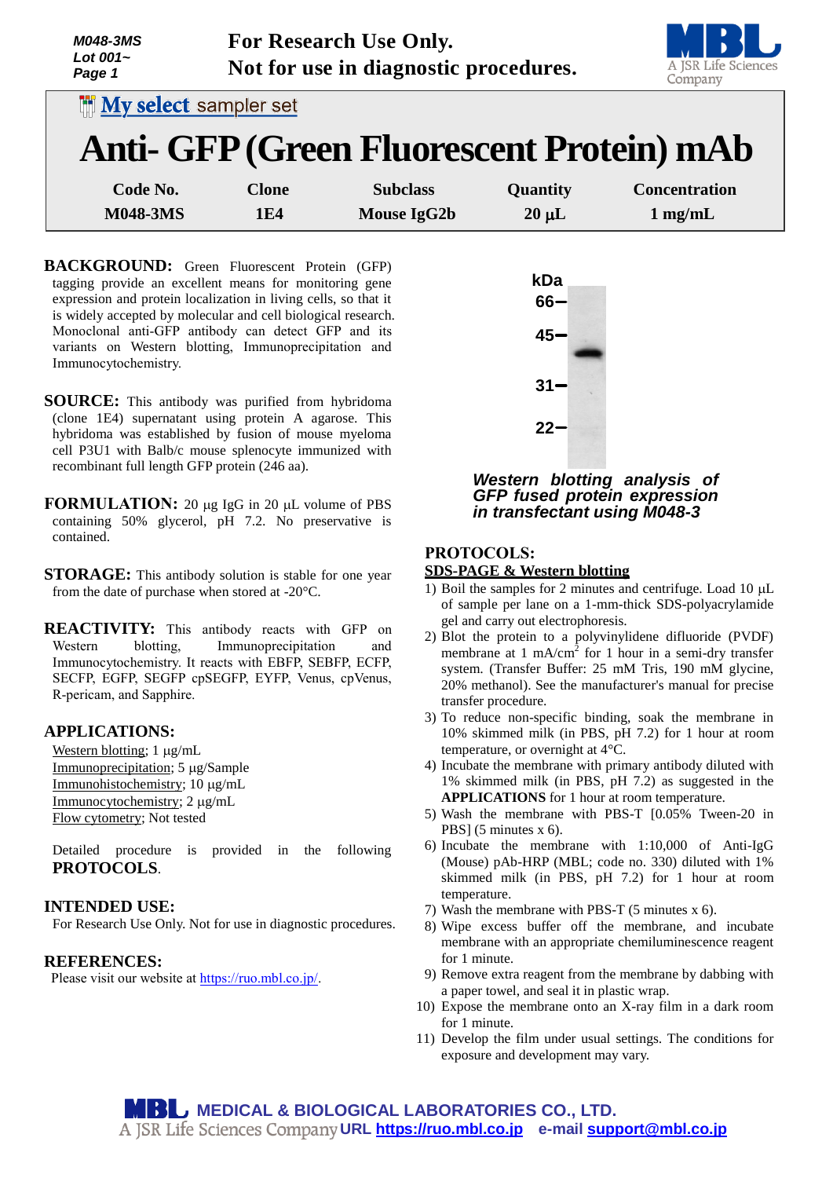M048-3MS
Lot 001~

**For Research Use Only.**
**Not for use in diagnostic procedures.**

My select sampler set

# Anti- GFP (Green Fluorescent Protein) mAb

| Code No. | Clone | Subclass | Quantity | Concentration |
|---|---|---|---|---|
| M048-3MS | 1E4 | Mouse IgG2b | 20 µL | 1 mg/mL |

**BACKGROUND:** Green Fluorescent Protein (GFP) tagging provide an excellent means for monitoring gene expression and protein localization in living cells, so that it is widely accepted by molecular and cell biological research. Monoclonal anti-GFP antibody can detect GFP and its variants on Western blotting, Immunoprecipitation and Immunocytochemistry.

**SOURCE:** This antibody was purified from hybridoma (clone 1E4) supernatant using protein A agarose. This hybridoma was established by fusion of mouse myeloma cell P3U1 with Balb/c mouse splenocyte immunized with recombinant full length GFP protein (246 aa).

**FORMULATION:** 20 µg IgG in 20 µL volume of PBS containing 50% glycerol, pH 7.2. No preservative is contained.

**STORAGE:** This antibody solution is stable for one year from the date of purchase when stored at -20°C.

**REACTIVITY:** This antibody reacts with GFP on Western blotting, Immunoprecipitation and Immunocytochemistry. It reacts with EBFP, SEBFP, ECFP, SECFP, EGFP, SEGFP cpSEGFP, EYFP, Venus, cpVenus, R-pericam, and Sapphire.

## APPLICATIONS:

Western blotting; 1 µg/mL
Immunoprecipitation; 5 µg/Sample
Immunohistochemistry; 10 µg/mL
Immunocytochemistry; 2 µg/mL
Flow cytometry; Not tested

Detailed procedure is provided in the following **PROTOCOLS**.

## INTENDED USE:

For Research Use Only. Not for use in diagnostic procedures.

## REFERENCES:

Please visit our website at https://ruo.mbl.co.jp/.

kDa 66 – 45 – 31 – 22 –

*Western blotting analysis of GFP fused protein expression in transfectant using M048-3*

## PROTOCOLS:

**SDS-PAGE & Western blotting**

1) Boil the samples for 2 minutes and centrifuge. Load 10 µL of sample per lane on a 1-mm-thick SDS-polyacrylamide gel and carry out electrophoresis.
2) Blot the protein to a polyvinylidene difluoride (PVDF) membrane at 1 mA/cm$^2$ for 1 hour in a semi-dry transfer system. (Transfer Buffer: 25 mM Tris, 190 mM glycine, 20% methanol). See the manufacturer's manual for precise transfer procedure.
3) To reduce non-specific binding, soak the membrane in 10% skimmed milk (in PBS, pH 7.2) for 1 hour at room temperature, or overnight at 4°C.
4) Incubate the membrane with primary antibody diluted with 1% skimmed milk (in PBS, pH 7.2) as suggested in the **APPLICATIONS** for 1 hour at room temperature.
5) Wash the membrane with PBS-T [0.05% Tween-20 in PBS] (5 minutes x 6).
6) Incubate the membrane with 1:10,000 of Anti-IgG (Mouse) pAb-HRP (MBL; code no. 330) diluted with 1% skimmed milk (in PBS, pH 7.2) for 1 hour at room temperature.
7) Wash the membrane with PBS-T (5 minutes x 6).
8) Wipe excess buffer off the membrane, and incubate membrane with an appropriate chemiluminescence reagent for 1 minute.
9) Remove extra reagent from the membrane by dabbing with a paper towel, and seal it in plastic wrap.
10) Expose the membrane onto an X-ray film in a dark room for 1 minute.
11) Develop the film under usual settings. The conditions for exposure and development may vary.

**MEDICAL & BIOLOGICAL LABORATORIES CO., LTD.**
A JSR Life Sciences Company URL https://ruo.mbl.co.jp e-mail support@mbl.co.jp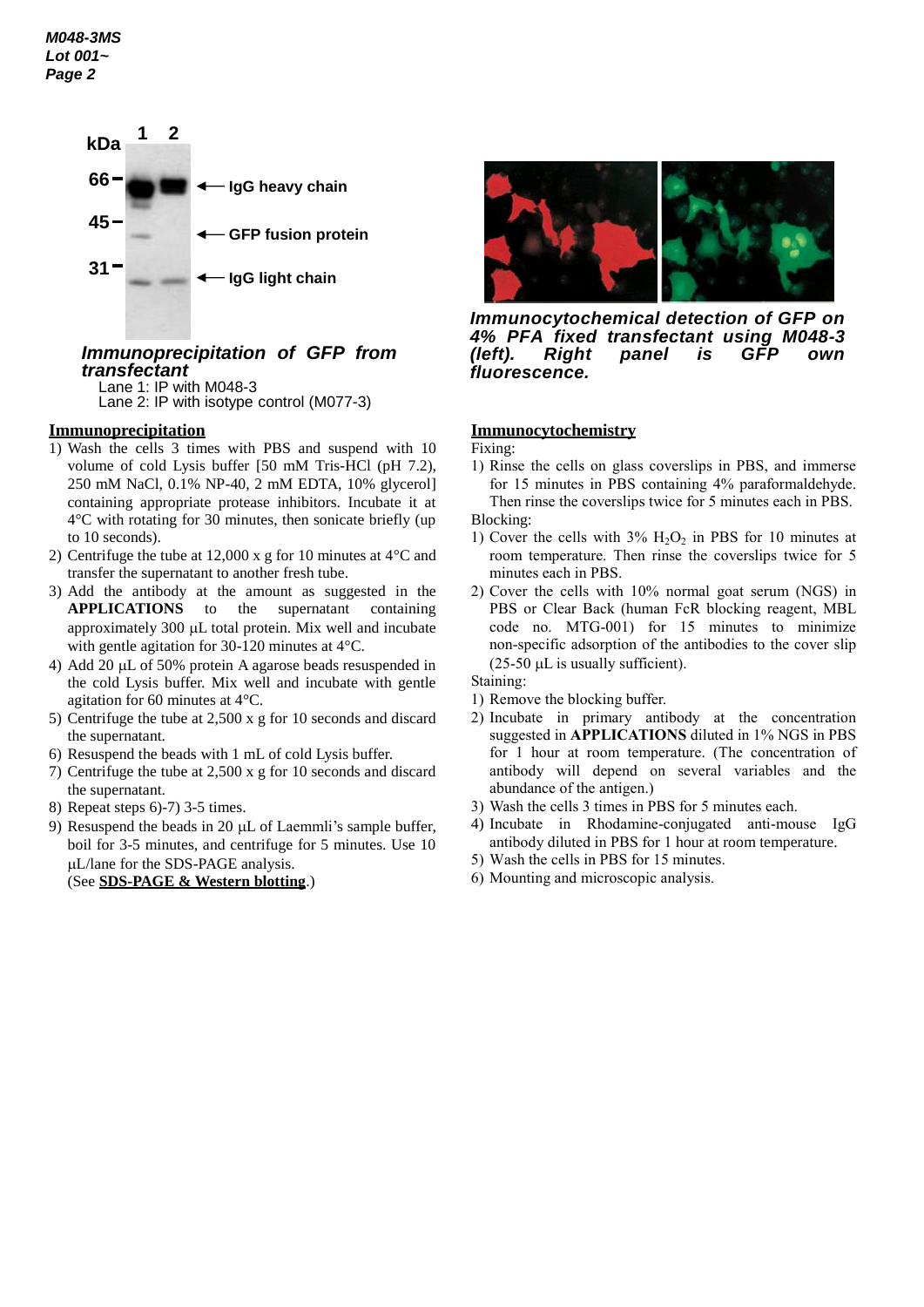kDa 1 2

66 — IgG heavy chain

45 — GFP fusion protein

31 — IgG light chain

***Immunoprecipitation of GFP from transfectant***

Lane 1: IP with M048-3
Lane 2: IP with isotype control (M077-3)

***Immunocytochemical detection of GFP on 4% PFA fixed transfectant using M048-3 (left). Right panel is GFP own fluorescence.***

## Immunoprecipitation

1) Wash the cells 3 times with PBS and suspend with 10 volume of cold Lysis buffer [50 mM Tris-HCl (pH 7.2), 250 mM NaCl, 0.1% NP-40, 2 mM EDTA, 10% glycerol] containing appropriate protease inhibitors. Incubate it at 4°C with rotating for 30 minutes, then sonicate briefly (up to 10 seconds).
2) Centrifuge the tube at 12,000 x g for 10 minutes at 4°C and transfer the supernatant to another fresh tube.
3) Add the antibody at the amount as suggested in the **APPLICATIONS** to the supernatant containing approximately 300 µL total protein. Mix well and incubate with gentle agitation for 30-120 minutes at 4°C.
4) Add 20 µL of 50% protein A agarose beads resuspended in the cold Lysis buffer. Mix well and incubate with gentle agitation for 60 minutes at 4°C.
5) Centrifuge the tube at 2,500 x g for 10 seconds and discard the supernatant.
6) Resuspend the beads with 1 mL of cold Lysis buffer.
7) Centrifuge the tube at 2,500 x g for 10 seconds and discard the supernatant.
8) Repeat steps 6)-7) 3-5 times.
9) Resuspend the beads in 20 µL of Laemmli's sample buffer, boil for 3-5 minutes, and centrifuge for 5 minutes. Use 10 µL/lane for the SDS-PAGE analysis.
(See **SDS-PAGE & Western blotting**.)

## Immunocytochemistry

Fixing:

1) Rinse the cells on glass coverslips in PBS, and immerse for 15 minutes in PBS containing 4% paraformaldehyde. Then rinse the coverslips twice for 5 minutes each in PBS.

Blocking:

1) Cover the cells with 3% $H_2O_2$ in PBS for 10 minutes at room temperature. Then rinse the coverslips twice for 5 minutes each in PBS.
2) Cover the cells with 10% normal goat serum (NGS) in PBS or Clear Back (human FcR blocking reagent, MBL code no. MTG-001) for 15 minutes to minimize non-specific adsorption of the antibodies to the cover slip (25-50 µL is usually sufficient).

Staining:

1) Remove the blocking buffer.
2) Incubate in primary antibody at the concentration suggested in **APPLICATIONS** diluted in 1% NGS in PBS for 1 hour at room temperature. (The concentration of antibody will depend on several variables and the abundance of the antigen.)
3) Wash the cells 3 times in PBS for 5 minutes each.
4) Incubate in Rhodamine-conjugated anti-mouse IgG antibody diluted in PBS for 1 hour at room temperature.
5) Wash the cells in PBS for 15 minutes.
6) Mounting and microscopic analysis.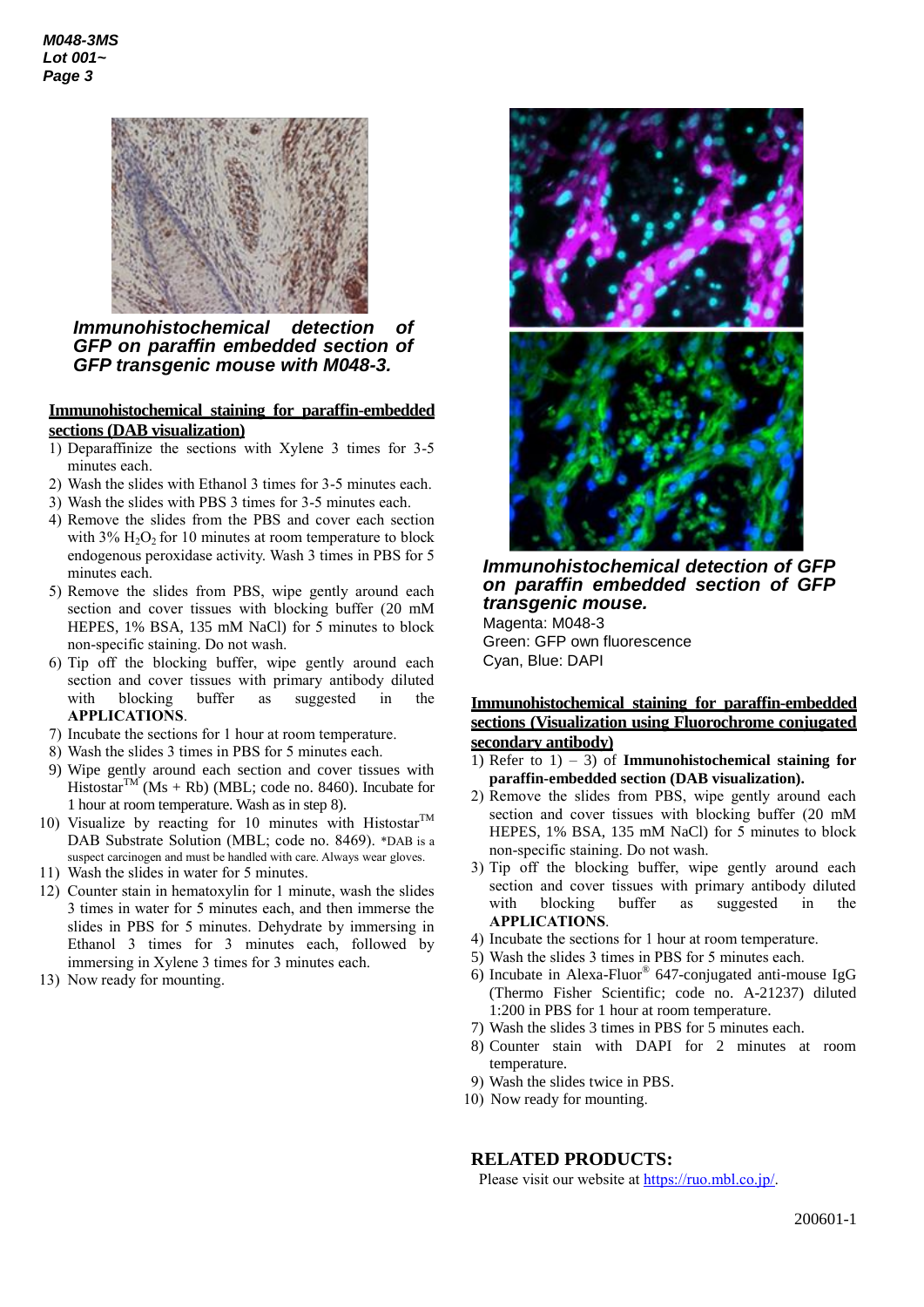*Immunohistochemical detection of GFP on paraffin embedded section of GFP transgenic mouse with M048-3.*

**Immunohistochemical staining for paraffin-embedded sections (DAB visualization)**

1) Deparaffinize the sections with Xylene 3 times for 3-5 minutes each.
2) Wash the slides with Ethanol 3 times for 3-5 minutes each.
3) Wash the slides with PBS 3 times for 3-5 minutes each.
4) Remove the slides from the PBS and cover each section with 3% $H_2O_2$ for 10 minutes at room temperature to block endogenous peroxidase activity. Wash 3 times in PBS for 5 minutes each.
5) Remove the slides from PBS, wipe gently around each section and cover tissues with blocking buffer (20 mM HEPES, 1% BSA, 135 mM NaCl) for 5 minutes to block non-specific staining. Do not wash.
6) Tip off the blocking buffer, wipe gently around each section and cover tissues with primary antibody diluted with blocking buffer as suggested in the **APPLICATIONS**.
7) Incubate the sections for 1 hour at room temperature.
8) Wash the slides 3 times in PBS for 5 minutes each.
9) Wipe gently around each section and cover tissues with Histostar™ (Ms + Rb) (MBL; code no. 8460). Incubate for 1 hour at room temperature. Wash as in step 8).
10) Visualize by reacting for 10 minutes with Histostar™ DAB Substrate Solution (MBL; code no. 8469). *DAB is a suspect carcinogen and must be handled with care. Always wear gloves.
11) Wash the slides in water for 5 minutes.
12) Counter stain in hematoxylin for 1 minute, wash the slides 3 times in water for 5 minutes each, and then immerse the slides in PBS for 5 minutes. Dehydrate by immersing in Ethanol 3 times for 3 minutes each, followed by immersing in Xylene 3 times for 3 minutes each.
13) Now ready for mounting.

*Immunohistochemical detection of GFP on paraffin embedded section of GFP transgenic mouse.*
Magenta: M048-3
Green: GFP own fluorescence
Cyan, Blue: DAPI

**Immunohistochemical staining for paraffin-embedded sections (Visualization using Fluorochrome conjugated secondary antibody)**

1) Refer to 1) – 3) of **Immunohistochemical staining for paraffin-embedded section (DAB visualization).**
2) Remove the slides from PBS, wipe gently around each section and cover tissues with blocking buffer (20 mM HEPES, 1% BSA, 135 mM NaCl) for 5 minutes to block non-specific staining. Do not wash.
3) Tip off the blocking buffer, wipe gently around each section and cover tissues with primary antibody diluted with blocking buffer as suggested in the **APPLICATIONS**.
4) Incubate the sections for 1 hour at room temperature.
5) Wash the slides 3 times in PBS for 5 minutes each.
6) Incubate in Alexa-Fluor® 647-conjugated anti-mouse IgG (Thermo Fisher Scientific; code no. A-21237) diluted 1:200 in PBS for 1 hour at room temperature.
7) Wash the slides 3 times in PBS for 5 minutes each.
8) Counter stain with DAPI for 2 minutes at room temperature.
9) Wash the slides twice in PBS.
10) Now ready for mounting.

## RELATED PRODUCTS:

Please visit our website at https://ruo.mbl.co.jp/.

200601-1